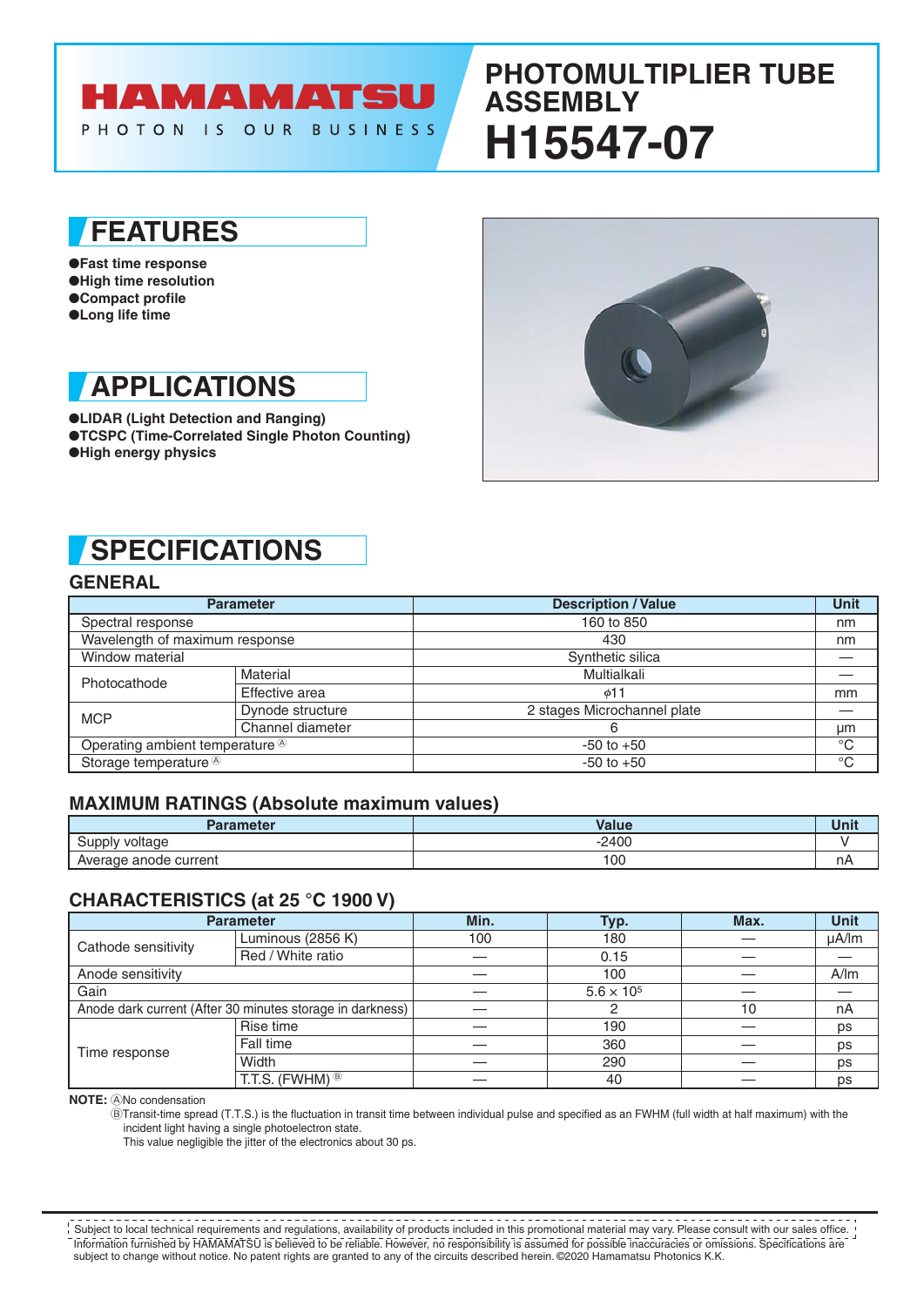# HAMAMATSU

PHOTON IS OUR BUSINESS

# PHOTOMULTIPLIER TUBE ASSEMBLY

# H15547-07

## FEATURES

- Fast time response
- High time resolution
- Compact profile
- Long life time

## APPLICATIONS

- LIDAR (Light Detection and Ranging)
- TCSPC (Time-Correlated Single Photon Counting)
- High energy physics

## SPECIFICATIONS

### GENERAL

| Parameter | | Description / Value | Unit |
|---|---|---|---|
| Spectral response | | 160 to 850 | nm |
| Wavelength of maximum response | | 430 | nm |
| Window material | | Synthetic silica | — |
| Photocathode | Material | Multialkali | — |
| | Effective area | $\phi$11 | mm |
| MCP | Dynode structure | 2 stages Microchannel plate | — |
| | Channel diameter | 6 | μm |
| Operating ambient temperature Ⓐ | | -50 to +50 | °C |
| Storage temperature Ⓐ | | -50 to +50 | °C |

### MAXIMUM RATINGS (Absolute maximum values)

| Parameter | Value | Unit |
|---|---|---|
| Supply voltage | -2400 | V |
| Average anode current | 100 | nA |

### CHARACTERISTICS (at 25 °C 1900 V)

| Parameter | | Min. | Typ. | Max. | Unit |
|---|---|---|---|---|---|
| Cathode sensitivity | Luminous (2856 K) | 100 | 180 | — | μA/lm |
| | Red / White ratio | — | 0.15 | — | — |
| Anode sensitivity | | — | 100 | — | A/lm |
| Gain | | — | $5.6 \times 10^5$ | — | — |
| Anode dark current (After 30 minutes storage in darkness) | | — | 2 | 10 | nA |
| Time response | Rise time | — | 190 | — | ps |
| | Fall time | — | 360 | — | ps |
| | Width | — | 290 | — | ps |
| | T.T.S. (FWHM) Ⓑ | — | 40 | — | ps |

**NOTE:** ⒶNo condensation

ⒷTransit-time spread (T.T.S.) is the fluctuation in transit time between individual pulse and specified as an FWHM (full width at half maximum) with the incident light having a single photoelectron state.

This value negligible the jitter of the electronics about 30 ps.

Subject to local technical requirements and regulations, availability of products included in this promotional material may vary. Please consult with our sales office. Information furnished by HAMAMATSU is believed to be reliable. However, no responsibility is assumed for possible inaccuracies or omissions. Specifications are subject to change without notice. No patent rights are granted to any of the circuits described herein. ©2020 Hamamatsu Photonics K.K.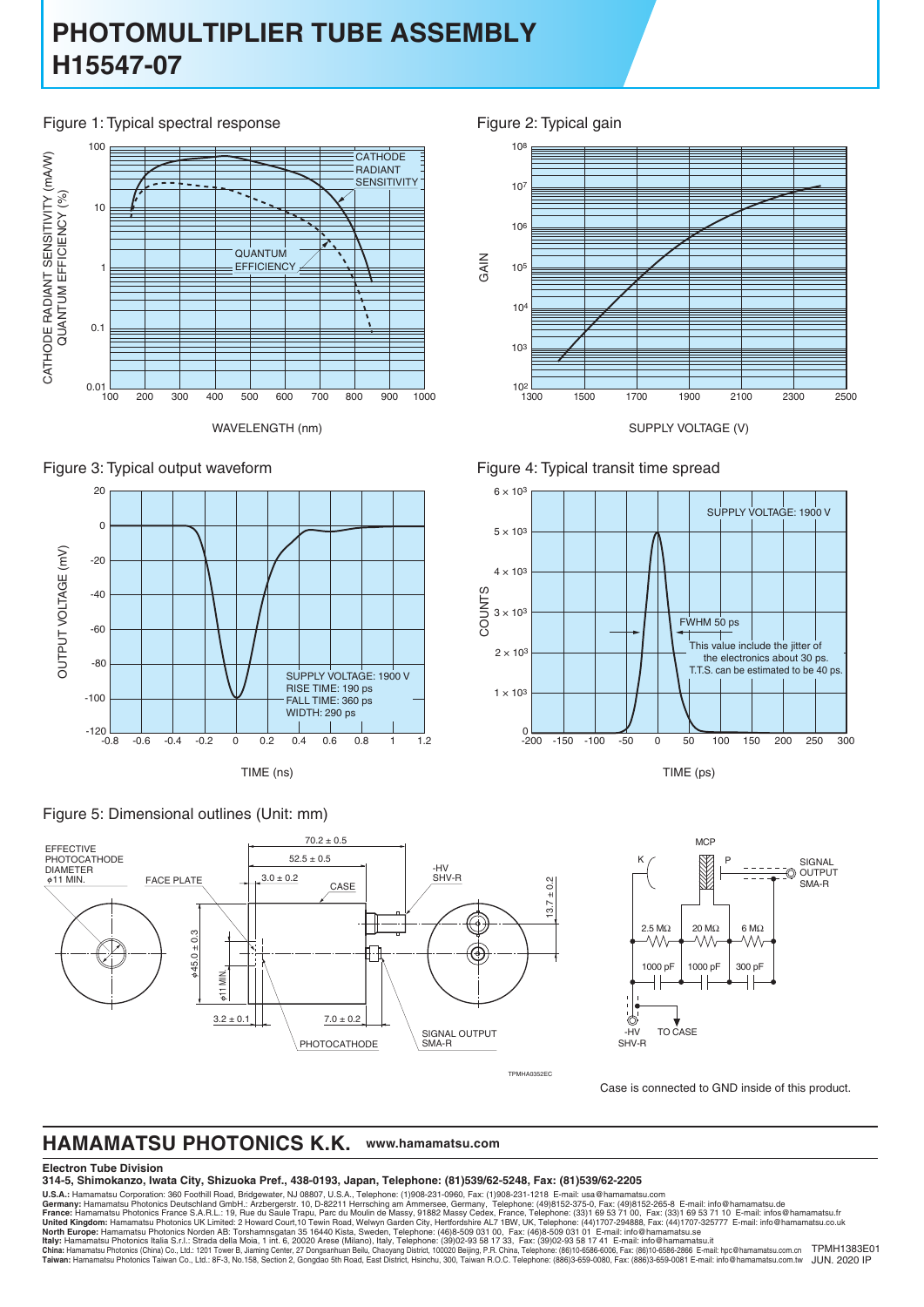# PHOTOMULTIPLIER TUBE ASSEMBLY H15547-07

Figure 1: Typical spectral response

CATHODE RADIANT SENSITIVITY (mA/W)
QUANTUM EFFICIENCY (%)

100
10
1
0.1
0.01

100 200 300 400 500 600 700 800 900 1000

WAVELENGTH (nm)

CATHODE RADIANT SENSITIVITY

QUANTUM EFFICIENCY

Figure 2: Typical gain

GAIN

$10^8$
$10^7$
$10^6$
$10^5$
$10^4$
$10^3$
$10^2$

1300 1500 1700 1900 2100 2300 2500

SUPPLY VOLTAGE (V)

Figure 3: Typical output waveform

OUTPUT VOLTAGE (mV)

20
0
-20
-40
-60
-80
-100
-120

-0.8 -0.6 -0.4 -0.2 0 0.2 0.4 0.6 0.8 1 1.2

TIME (ns)

SUPPLY VOLTAGE: 1900 V
RISE TIME: 190 ps
FALL TIME: 360 ps
WIDTH: 290 ps

Figure 4: Typical transit time spread

COUNTS

$6 \times 10^3$
$5 \times 10^3$
$4 \times 10^3$
$3 \times 10^3$
$2 \times 10^3$
$1 \times 10^3$
0

-200 -150 -100 -50 0 50 100 150 200 250 300

TIME (ps)

SUPPLY VOLTAGE: 1900 V

FWHM 50 ps

This value include the jitter of the electronics about 30 ps.
T.T.S. can be estimated to be 40 ps.

Figure 5: Dimensional outlines (Unit: mm)

EFFECTIVE PHOTOCATHODE DIAMETER φ11 MIN.

FACE PLATE

70.2 ± 0.5
52.5 ± 0.5
3.0 ± 0.2
CASE
-HV SHV-R
13.7 ± 0.2
φ45.0 ± 0.3
φ11 MIN.
3.2 ± 0.1
7.0 ± 0.2
PHOTOCATHODE
SIGNAL OUTPUT SMA-R

TPMHA0352EC

MCP
K
P
SIGNAL OUTPUT SMA-R
2.5 MΩ
20 MΩ
6 MΩ
1000 pF
1000 pF
300 pF
-HV SHV-R
TO CASE

Case is connected to GND inside of this product.

## HAMAMATSU PHOTONICS K.K. www.hamamatsu.com

**Electron Tube Division**
**314-5, Shimokanzo, Iwata City, Shizuoka Pref., 438-0193, Japan, Telephone: (81)539/62-5248, Fax: (81)539/62-2205**

**U.S.A.:** Hamamatsu Corporation: 360 Foothill Road, Bridgewater, NJ 08807, U.S.A., Telephone: (1)908-231-0960, Fax: (1)908-231-1218 E-mail: usa@hamamatsu.com
**Germany:** Hamamatsu Photonics Deutschland GmbH.: Arzbergerstr. 10, D-82211 Herrsching am Ammersee, Germany, Telephone: (49)8152-375-0, Fax: (49)8152-265-8 E-mail: info@hamamatsu.de
**France:** Hamamatsu Photonics France S.A.R.L.: 19, Rue du Saule Trapu, Parc du Moulin de Massy, 91882 Massy Cedex, France, Telephone: (33)1 69 53 71 00, Fax: (33)1 69 53 71 10 E-mail: infos@hamamatsu.fr
**United Kingdom:** Hamamatsu Photonics UK Limited: 2 Howard Court,10 Tewin Road, Welwyn Garden City, Hertfordshire AL7 1BW, UK, Telephone: (44)1707-294888, Fax: (44)1707-325777 E-mail: info@hamamatsu.co.uk
**North Europe:** Hamamatsu Photonics Norden AB: Torshamnsgatan 35 16440 Kista, Sweden, Telephone: (46)8-509 031 00, Fax: (46)8-509 031 01 E-mail: info@hamamatsu.se
**Italy:** Hamamatsu Photonics Italia S.r.l.: Strada della Moia, 1 int. 6, 20020 Arese (Milano), Italy, Telephone: (39)02-93 58 17 33, Fax: (39)02-93 58 17 41 E-mail: info@hamamatsu.it
**China:** Hamamatsu Photonics (China) Co., Ltd.: 1201 Tower B, Jiaming Center, 27 Dongsanhuan Beilu, Chaoyang District, 100020 Beijing, P.R. China, Telephone: (86)10-6586-6006, Fax: (86)10-6586-2866 E-mail: hpc@hamamatsu.com.cn
**Taiwan:** Hamamatsu Photonics Taiwan Co., Ltd.: 8F-3, No.158, Section 2, Gongdao 5th Road, East District, Hsinchu, 300, Taiwan R.O.C. Telephone: (886)3-659-0080, Fax: (886)3-659-0081 E-mail: info@hamamatsu.com.tw

TPMH1383E01
JUN. 2020 IP